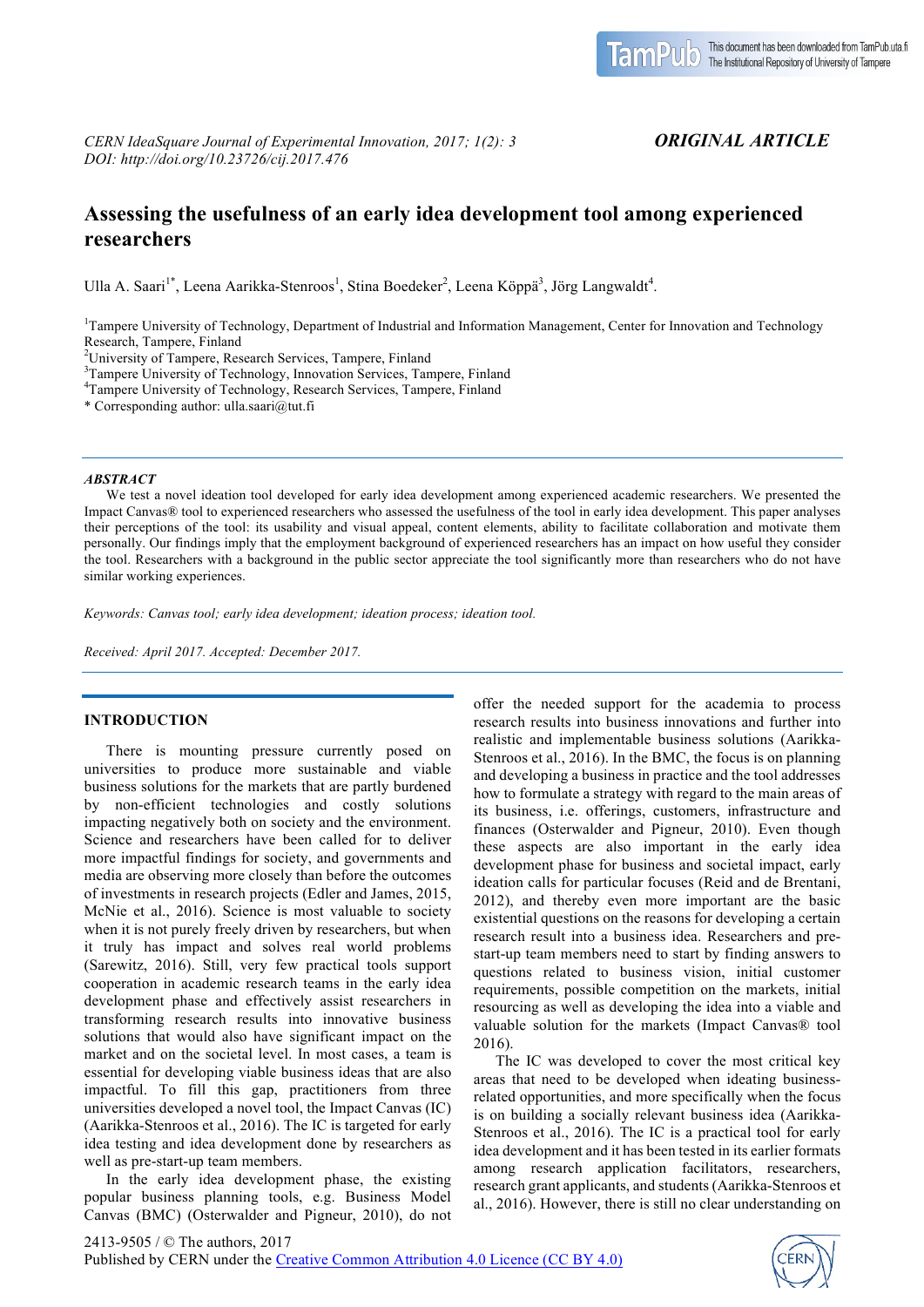*ORIGINAL ARTICLE*

# Assessing the usefulness of an early idea development tool among experienced researchers

Ulla A. Saari[1*], Leena Aarikka-Stenroos[1], Stina Boedeker[2], Leena Köppä[3], Jörg Langwaldt[4].

[1]Tampere University of Technology, Department of Industrial and Information Management, Center for Innovation and Technology Research, Tampere, Finland
[2]University of Tampere, Research Services, Tampere, Finland
[3]Tampere University of Technology, Innovation Services, Tampere, Finland
[4]Tampere University of Technology, Research Services, Tampere, Finland
* Corresponding author: ulla.saari@tut.fi

### ABSTRACT

We test a novel ideation tool developed for early idea development among experienced academic researchers. We presented the Impact Canvas® tool to experienced researchers who assessed the usefulness of the tool in early idea development. This paper analyses their perceptions of the tool: its usability and visual appeal, content elements, ability to facilitate collaboration and motivate them personally. Our findings imply that the employment background of experienced researchers has an impact on how useful they consider the tool. Researchers with a background in the public sector appreciate the tool significantly more than researchers who do not have similar working experiences.

*Keywords: Canvas tool; early idea development; ideation process; ideation tool.*

*Received: April 2017. Accepted: December 2017.*

## INTRODUCTION

There is mounting pressure currently posed on universities to produce more sustainable and viable business solutions for the markets that are partly burdened by non-efficient technologies and costly solutions impacting negatively both on society and the environment. Science and researchers have been called for to deliver more impactful findings for society, and governments and media are observing more closely than before the outcomes of investments in research projects (Edler and James, 2015, McNie et al., 2016). Science is most valuable to society when it is not purely freely driven by researchers, but when it truly has impact and solves real world problems (Sarewitz, 2016). Still, very few practical tools support cooperation in academic research teams in the early idea development phase and effectively assist researchers in transforming research results into innovative business solutions that would also have significant impact on the market and on the societal level. In most cases, a team is essential for developing viable business ideas that are also impactful. To fill this gap, practitioners from three universities developed a novel tool, the Impact Canvas (IC) (Aarikka-Stenroos et al., 2016). The IC is targeted for early idea testing and idea development done by researchers as well as pre-start-up team members.

In the early idea development phase, the existing popular business planning tools, e.g. Business Model Canvas (BMC) (Osterwalder and Pigneur, 2010), do not offer the needed support for the academia to process research results into business innovations and further into realistic and implementable business solutions (Aarikka-Stenroos et al., 2016). In the BMC, the focus is on planning and developing a business in practice and the tool addresses how to formulate a strategy with regard to the main areas of its business, i.e. offerings, customers, infrastructure and finances (Osterwalder and Pigneur, 2010). Even though these aspects are also important in the early idea development phase for business and societal impact, early ideation calls for particular focuses (Reid and de Brentani, 2012), and thereby even more important are the basic existential questions on the reasons for developing a certain research result into a business idea. Researchers and pre-start-up team members need to start by finding answers to questions related to business vision, initial customer requirements, possible competition on the markets, initial resourcing as well as developing the idea into a viable and valuable solution for the markets (Impact Canvas® tool 2016).

The IC was developed to cover the most critical key areas that need to be developed when ideating business-related opportunities, and more specifically when the focus is on building a socially relevant business idea (Aarikka-Stenroos et al., 2016). The IC is a practical tool for early idea development and it has been tested in its earlier formats among research application facilitators, researchers, research grant applicants, and students (Aarikka-Stenroos et al., 2016). However, there is still no clear understanding on

2413-9505 / © The authors, 2017
Published by CERN under the Creative Common Attribution 4.0 Licence (CC BY 4.0)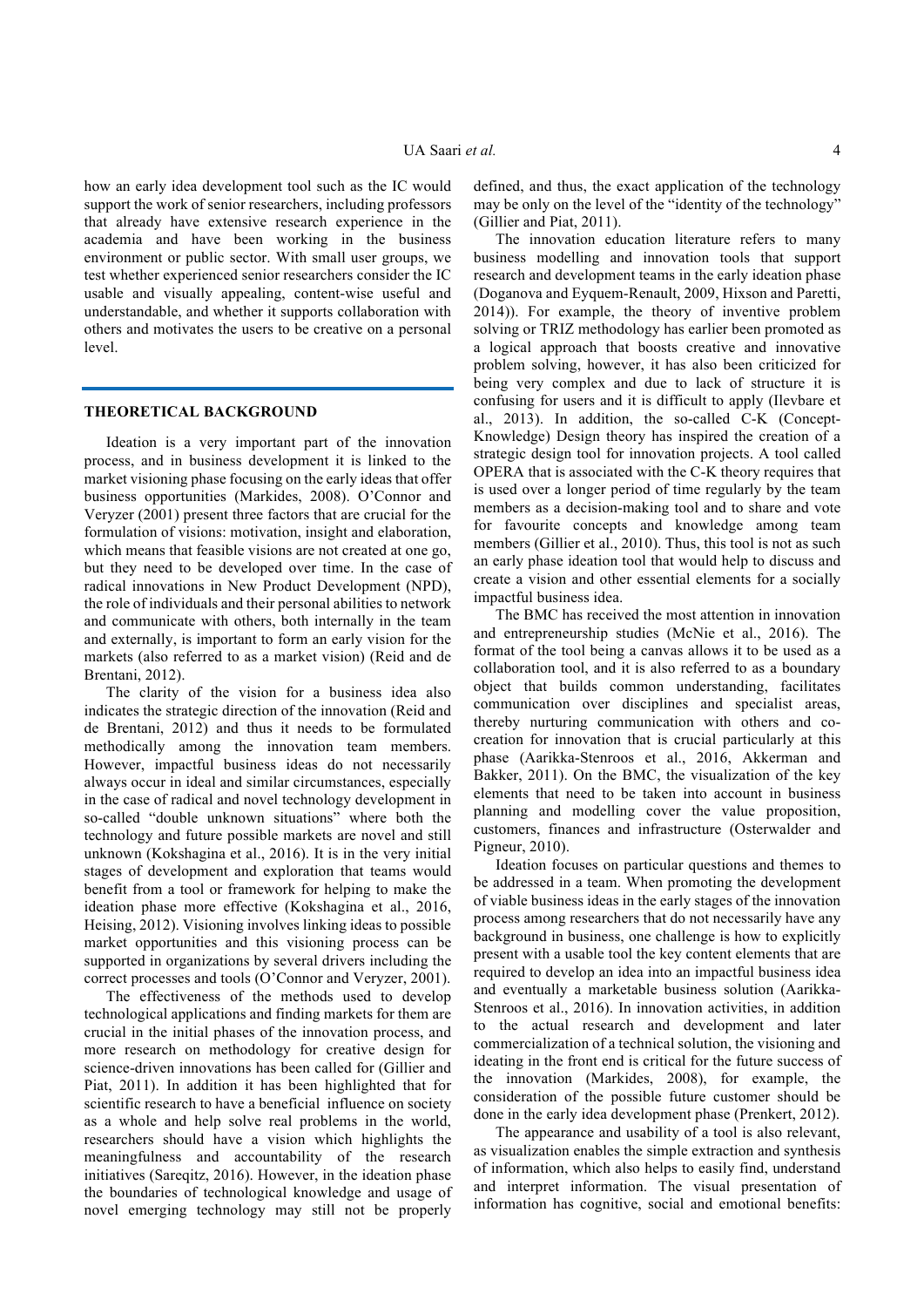how an early idea development tool such as the IC would support the work of senior researchers, including professors that already have extensive research experience in the academia and have been working in the business environment or public sector. With small user groups, we test whether experienced senior researchers consider the IC usable and visually appealing, content-wise useful and understandable, and whether it supports collaboration with others and motivates the users to be creative on a personal level.

## THEORETICAL BACKGROUND

Ideation is a very important part of the innovation process, and in business development it is linked to the market visioning phase focusing on the early ideas that offer business opportunities (Markides, 2008). O'Connor and Veryzer (2001) present three factors that are crucial for the formulation of visions: motivation, insight and elaboration, which means that feasible visions are not created at one go, but they need to be developed over time. In the case of radical innovations in New Product Development (NPD), the role of individuals and their personal abilities to network and communicate with others, both internally in the team and externally, is important to form an early vision for the markets (also referred to as a market vision) (Reid and de Brentani, 2012).

The clarity of the vision for a business idea also indicates the strategic direction of the innovation (Reid and de Brentani, 2012) and thus it needs to be formulated methodically among the innovation team members. However, impactful business ideas do not necessarily always occur in ideal and similar circumstances, especially in the case of radical and novel technology development in so-called "double unknown situations" where both the technology and future possible markets are novel and still unknown (Kokshagina et al., 2016). It is in the very initial stages of development and exploration that teams would benefit from a tool or framework for helping to make the ideation phase more effective (Kokshagina et al., 2016, Heising, 2012). Visioning involves linking ideas to possible market opportunities and this visioning process can be supported in organizations by several drivers including the correct processes and tools (O'Connor and Veryzer, 2001).

The effectiveness of the methods used to develop technological applications and finding markets for them are crucial in the initial phases of the innovation process, and more research on methodology for creative design for science-driven innovations has been called for (Gillier and Piat, 2011). In addition it has been highlighted that for scientific research to have a beneficial influence on society as a whole and help solve real problems in the world, researchers should have a vision which highlights the meaningfulness and accountability of the research initiatives (Sareqitz, 2016). However, in the ideation phase the boundaries of technological knowledge and usage of novel emerging technology may still not be properly defined, and thus, the exact application of the technology may be only on the level of the "identity of the technology" (Gillier and Piat, 2011).

The innovation education literature refers to many business modelling and innovation tools that support research and development teams in the early ideation phase (Doganova and Eyquem-Renault, 2009, Hixson and Paretti, 2014)). For example, the theory of inventive problem solving or TRIZ methodology has earlier been promoted as a logical approach that boosts creative and innovative problem solving, however, it has also been criticized for being very complex and due to lack of structure it is confusing for users and it is difficult to apply (Ilevbare et al., 2013). In addition, the so-called C-K (Concept-Knowledge) Design theory has inspired the creation of a strategic design tool for innovation projects. A tool called OPERA that is associated with the C-K theory requires that is used over a longer period of time regularly by the team members as a decision-making tool and to share and vote for favourite concepts and knowledge among team members (Gillier et al., 2010). Thus, this tool is not as such an early phase ideation tool that would help to discuss and create a vision and other essential elements for a socially impactful business idea.

The BMC has received the most attention in innovation and entrepreneurship studies (McNie et al., 2016). The format of the tool being a canvas allows it to be used as a collaboration tool, and it is also referred to as a boundary object that builds common understanding, facilitates communication over disciplines and specialist areas, thereby nurturing communication with others and co-creation for innovation that is crucial particularly at this phase (Aarikka-Stenroos et al., 2016, Akkerman and Bakker, 2011). On the BMC, the visualization of the key elements that need to be taken into account in business planning and modelling cover the value proposition, customers, finances and infrastructure (Osterwalder and Pigneur, 2010).

Ideation focuses on particular questions and themes to be addressed in a team. When promoting the development of viable business ideas in the early stages of the innovation process among researchers that do not necessarily have any background in business, one challenge is how to explicitly present with a usable tool the key content elements that are required to develop an idea into an impactful business idea and eventually a marketable business solution (Aarikka-Stenroos et al., 2016). In innovation activities, in addition to the actual research and development and later commercialization of a technical solution, the visioning and ideating in the front end is critical for the future success of the innovation (Markides, 2008), for example, the consideration of the possible future customer should be done in the early idea development phase (Prenkert, 2012).

The appearance and usability of a tool is also relevant, as visualization enables the simple extraction and synthesis of information, which also helps to easily find, understand and interpret information. The visual presentation of information has cognitive, social and emotional benefits: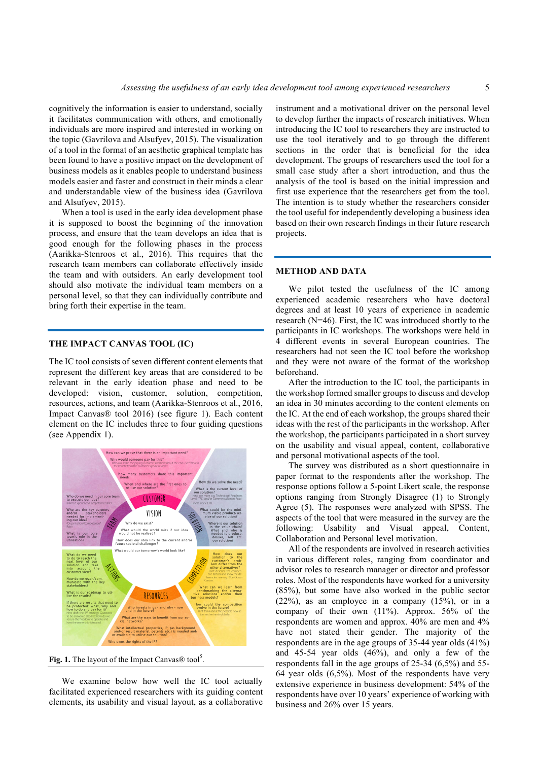cognitively the information is easier to understand, socially it facilitates communication with others, and emotionally individuals are more inspired and interested in working on the topic (Gavrilova and Alsufyev, 2015). The visualization of a tool in the format of an aesthetic graphical template has been found to have a positive impact on the development of business models as it enables people to understand business models easier and faster and construct in their minds a clear and understandable view of the business idea (Gavrilova and Alsufyev, 2015).

When a tool is used in the early idea development phase it is supposed to boost the beginning of the innovation process, and ensure that the team develops an idea that is good enough for the following phases in the process (Aarikka-Stenroos et al., 2016). This requires that the research team members can collaborate effectively inside the team and with outsiders. An early development tool should also motivate the individual team members on a personal level, so that they can individually contribute and bring forth their expertise in the team.

## THE IMPACT CANVAS TOOL (IC)

The IC tool consists of seven different content elements that represent the different key areas that are considered to be relevant in the early ideation phase and need to be developed: vision, customer, solution, competition, resources, actions, and team (Aarikka-Stenroos et al., 2016, Impact Canvas® tool 2016) (see figure 1). Each content element on the IC includes three to four guiding questions (see Appendix 1).

**Fig. 1.** The layout of the Impact Canvas® tool[5].

We examine below how well the IC tool actually facilitated experienced researchers with its guiding content elements, its usability and visual layout, as a collaborative instrument and a motivational driver on the personal level to develop further the impacts of research initiatives. When introducing the IC tool to researchers they are instructed to use the tool iteratively and to go through the different sections in the order that is beneficial for the idea development. The groups of researchers used the tool for a small case study after a short introduction, and thus the analysis of the tool is based on the initial impression and first use experience that the researchers get from the tool. The intention is to study whether the researchers consider the tool useful for independently developing a business idea based on their own research findings in their future research projects.

## METHOD AND DATA

We pilot tested the usefulness of the IC among experienced academic researchers who have doctoral degrees and at least 10 years of experience in academic research (N=46). First, the IC was introduced shortly to the participants in IC workshops. The workshops were held in 4 different events in several European countries. The researchers had not seen the IC tool before the workshop and they were not aware of the format of the workshop beforehand.

After the introduction to the IC tool, the participants in the workshop formed smaller groups to discuss and develop an idea in 30 minutes according to the content elements on the IC. At the end of each workshop, the groups shared their ideas with the rest of the participants in the workshop. After the workshop, the participants participated in a short survey on the usability and visual appeal, content, collaborative and personal motivational aspects of the tool.

The survey was distributed as a short questionnaire in paper format to the respondents after the workshop. The response options follow a 5-point Likert scale, the response options ranging from Strongly Disagree (1) to Strongly Agree (5). The responses were analyzed with SPSS. The aspects of the tool that were measured in the survey are the following: Usability and Visual appeal, Content, Collaboration and Personal level motivation.

All of the respondents are involved in research activities in various different roles, ranging from coordinator and advisor roles to research manager or director and professor roles. Most of the respondents have worked for a university (85%), but some have also worked in the public sector (22%), as an employee in a company (15%), or in a company of their own (11%). Approx. 56% of the respondents are women and approx. 40% are men and 4% have not stated their gender. The majority of the respondents are in the age groups of 35-44 year olds (41%) and 45-54 year olds (46%), and only a few of the respondents fall in the age groups of 25-34 (6,5%) and 55-64 year olds (6,5%). Most of the respondents have very extensive experience in business development: 54% of the respondents have over 10 years' experience of working with business and 26% over 15 years.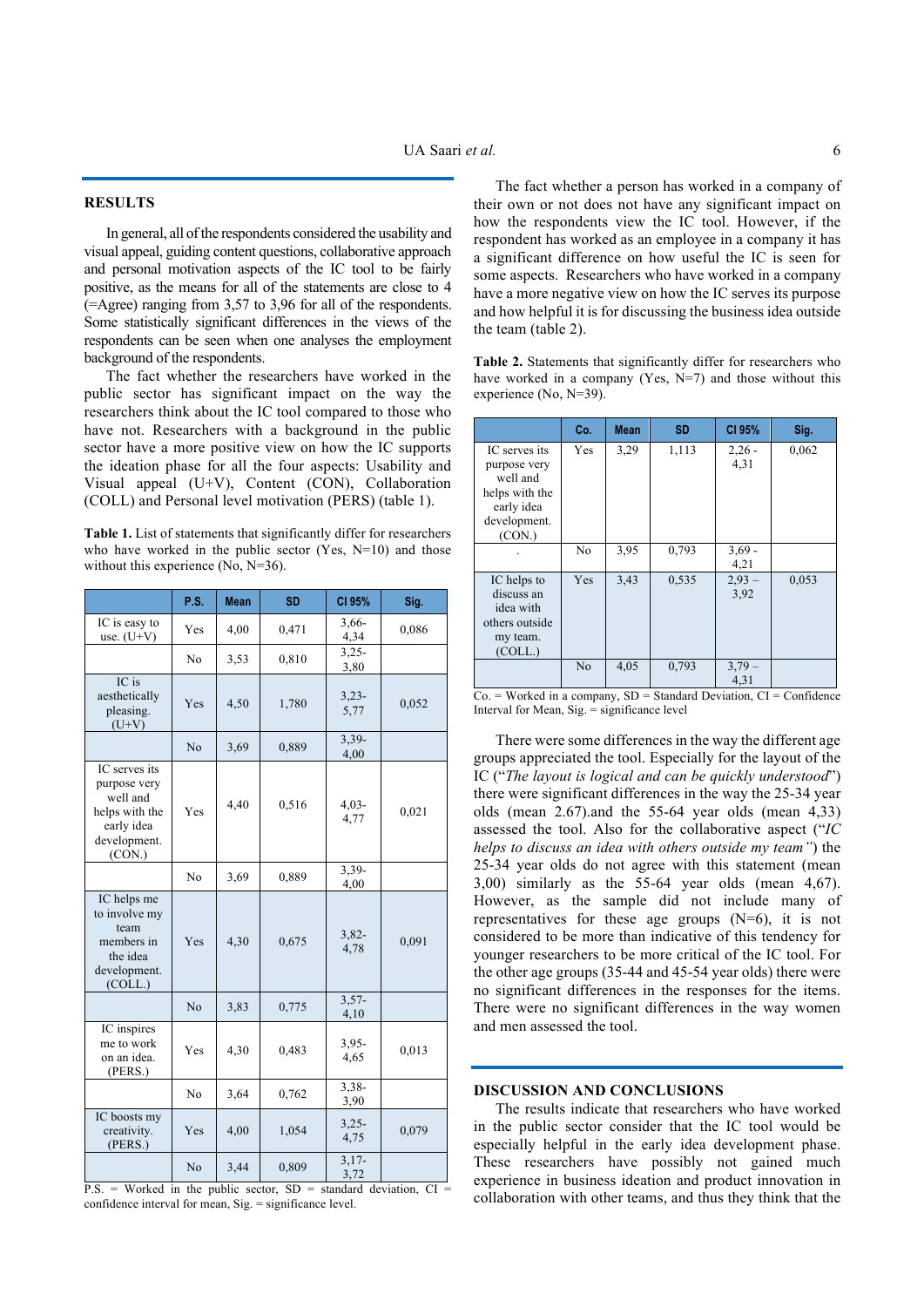## RESULTS

In general, all of the respondents considered the usability and visual appeal, guiding content questions, collaborative approach and personal motivation aspects of the IC tool to be fairly positive, as the means for all of the statements are close to 4 (=Agree) ranging from 3,57 to 3,96 for all of the respondents. Some statistically significant differences in the views of the respondents can be seen when one analyses the employment background of the respondents.

The fact whether the researchers have worked in the public sector has significant impact on the way the researchers think about the IC tool compared to those who have not. Researchers with a background in the public sector have a more positive view on how the IC supports the ideation phase for all the four aspects: Usability and Visual appeal (U+V), Content (CON), Collaboration (COLL) and Personal level motivation (PERS) (table 1).

**Table 1.** List of statements that significantly differ for researchers who have worked in the public sector (Yes, N=10) and those without this experience (No, N=36).

| | P.S. | Mean | SD | CI 95% | Sig. |
|---|---|---|---|---|---|
| IC is easy to use. (U+V) | Yes | 4,00 | 0,471 | 3,66-4,34 | 0,086 |
| | No | 3,53 | 0,810 | 3,25-3,80 | |
| IC is aesthetically pleasing. (U+V) | Yes | 4,50 | 1,780 | 3,23-5,77 | 0,052 |
| | No | 3,69 | 0,889 | 3,39-4,00 | |
| IC serves its purpose very well and helps with the early idea development. (CON.) | Yes | 4,40 | 0,516 | 4,03-4,77 | 0,021 |
| | No | 3,69 | 0,889 | 3,39-4,00 | |
| IC helps me to involve my team members in the idea development. (COLL.) | Yes | 4,30 | 0,675 | 3,82-4,78 | 0,091 |
| | No | 3,83 | 0,775 | 3,57-4,10 | |
| IC inspires me to work on an idea. (PERS.) | Yes | 4,30 | 0,483 | 3,95-4,65 | 0,013 |
| | No | 3,64 | 0,762 | 3,38-3,90 | |
| IC boosts my creativity. (PERS.) | Yes | 4,00 | 1,054 | 3,25-4,75 | 0,079 |
| | No | 3,44 | 0,809 | 3,17-3,72 | |

P.S. = Worked in the public sector, SD = standard deviation, CI = confidence interval for mean, Sig. = significance level.

The fact whether a person has worked in a company of their own or not does not have any significant impact on how the respondents view the IC tool. However, if the respondent has worked as an employee in a company it has a significant difference on how useful the IC is seen for some aspects. Researchers who have worked in a company have a more negative view on how the IC serves its purpose and how helpful it is for discussing the business idea outside the team (table 2).

**Table 2.** Statements that significantly differ for researchers who have worked in a company (Yes, N=7) and those without this experience (No, N=39).

| | Co. | Mean | SD | CI 95% | Sig. |
|---|---|---|---|---|---|
| IC serves its purpose very well and helps with the early idea development. (CON.) | Yes | 3,29 | 1,113 | 2,26 - 4,31 | 0,062 |
| . | No | 3,95 | 0,793 | 3,69 - 4,21 | |
| IC helps to discuss an idea with others outside my team. (COLL.) | Yes | 3,43 | 0,535 | 2,93 – 3,92 | 0,053 |
| | No | 4,05 | 0,793 | 3,79 – 4,31 | |

Co. = Worked in a company, SD = Standard Deviation, CI = Confidence Interval for Mean, Sig. = significance level

There were some differences in the way the different age groups appreciated the tool. Especially for the layout of the IC ("*The layout is logical and can be quickly understood*") there were significant differences in the way the 25-34 year olds (mean 2.67).and the 55-64 year olds (mean 4,33) assessed the tool. Also for the collaborative aspect ("*IC helps to discuss an idea with others outside my team")* the 25-34 year olds do not agree with this statement (mean 3,00) similarly as the 55-64 year olds (mean 4,67). However, as the sample did not include many of representatives for these age groups (N=6), it is not considered to be more than indicative of this tendency for younger researchers to be more critical of the IC tool. For the other age groups (35-44 and 45-54 year olds) there were no significant differences in the responses for the items. There were no significant differences in the way women and men assessed the tool.

## DISCUSSION AND CONCLUSIONS

The results indicate that researchers who have worked in the public sector consider that the IC tool would be especially helpful in the early idea development phase. These researchers have possibly not gained much experience in business ideation and product innovation in collaboration with other teams, and thus they think that the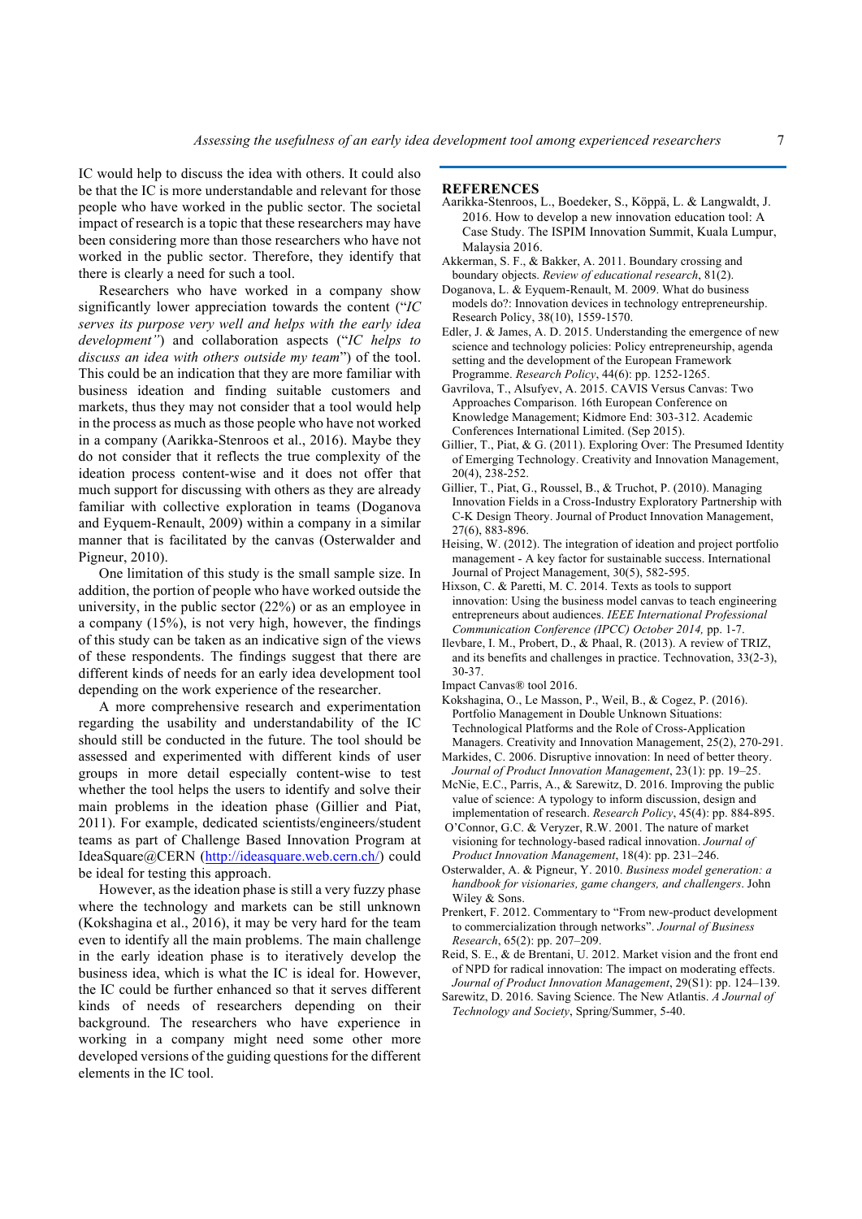IC would help to discuss the idea with others. It could also be that the IC is more understandable and relevant for those people who have worked in the public sector. The societal impact of research is a topic that these researchers may have been considering more than those researchers who have not worked in the public sector. Therefore, they identify that there is clearly a need for such a tool.

Researchers who have worked in a company show significantly lower appreciation towards the content ("*IC serves its purpose very well and helps with the early idea development"*) and collaboration aspects ("*IC helps to discuss an idea with others outside my team*") of the tool. This could be an indication that they are more familiar with business ideation and finding suitable customers and markets, thus they may not consider that a tool would help in the process as much as those people who have not worked in a company (Aarikka-Stenroos et al., 2016). Maybe they do not consider that it reflects the true complexity of the ideation process content-wise and it does not offer that much support for discussing with others as they are already familiar with collective exploration in teams (Doganova and Eyquem-Renault, 2009) within a company in a similar manner that is facilitated by the canvas (Osterwalder and Pigneur, 2010).

One limitation of this study is the small sample size. In addition, the portion of people who have worked outside the university, in the public sector (22%) or as an employee in a company (15%), is not very high, however, the findings of this study can be taken as an indicative sign of the views of these respondents. The findings suggest that there are different kinds of needs for an early idea development tool depending on the work experience of the researcher.

A more comprehensive research and experimentation regarding the usability and understandability of the IC should still be conducted in the future. The tool should be assessed and experimented with different kinds of user groups in more detail especially content-wise to test whether the tool helps the users to identify and solve their main problems in the ideation phase (Gillier and Piat, 2011). For example, dedicated scientists/engineers/student teams as part of Challenge Based Innovation Program at IdeaSquare@CERN (http://ideasquare.web.cern.ch/) could be ideal for testing this approach.

However, as the ideation phase is still a very fuzzy phase where the technology and markets can be still unknown (Kokshagina et al., 2016), it may be very hard for the team even to identify all the main problems. The main challenge in the early ideation phase is to iteratively develop the business idea, which is what the IC is ideal for. However, the IC could be further enhanced so that it serves different kinds of needs of researchers depending on their background. The researchers who have experience in working in a company might need some other more developed versions of the guiding questions for the different elements in the IC tool.

## REFERENCES

Aarikka-Stenroos, L., Boedeker, S., Köppä, L. & Langwaldt, J. 2016. How to develop a new innovation education tool: A Case Study. The ISPIM Innovation Summit, Kuala Lumpur, Malaysia 2016.

Akkerman, S. F., & Bakker, A. 2011. Boundary crossing and boundary objects. *Review of educational research*, 81(2).

Doganova, L. & Eyquem-Renault, M. 2009. What do business models do?: Innovation devices in technology entrepreneurship. Research Policy, 38(10), 1559-1570.

Edler, J. & James, A. D. 2015. Understanding the emergence of new science and technology policies: Policy entrepreneurship, agenda setting and the development of the European Framework Programme. *Research Policy*, 44(6): pp. 1252-1265.

Gavrilova, T., Alsufyev, A. 2015. CAVIS Versus Canvas: Two Approaches Comparison. 16th European Conference on Knowledge Management; Kidmore End: 303-312. Academic Conferences International Limited. (Sep 2015).

Gillier, T., Piat, & G. (2011). Exploring Over: The Presumed Identity of Emerging Technology. Creativity and Innovation Management, 20(4), 238-252.

Gillier, T., Piat, G., Roussel, B., & Truchot, P. (2010). Managing Innovation Fields in a Cross-Industry Exploratory Partnership with C-K Design Theory. Journal of Product Innovation Management, 27(6), 883-896.

Heising, W. (2012). The integration of ideation and project portfolio management - A key factor for sustainable success. International Journal of Project Management, 30(5), 582-595.

Hixson, C. & Paretti, M. C. 2014. Texts as tools to support innovation: Using the business model canvas to teach engineering entrepreneurs about audiences. *IEEE International Professional Communication Conference (IPCC) October 2014,* pp. 1-7.

Ilevbare, I. M., Probert, D., & Phaal, R. (2013). A review of TRIZ, and its benefits and challenges in practice. Technovation, 33(2-3), 30-37.

Impact Canvas® tool 2016.

Kokshagina, O., Le Masson, P., Weil, B., & Cogez, P. (2016). Portfolio Management in Double Unknown Situations: Technological Platforms and the Role of Cross-Application Managers. Creativity and Innovation Management, 25(2), 270-291.

Markides, C. 2006. Disruptive innovation: In need of better theory. *Journal of Product Innovation Management*, 23(1): pp. 19–25.

McNie, E.C., Parris, A., & Sarewitz, D. 2016. Improving the public value of science: A typology to inform discussion, design and implementation of research. *Research Policy*, 45(4): pp. 884-895.

O'Connor, G.C. & Veryzer, R.W. 2001. The nature of market visioning for technology-based radical innovation. *Journal of Product Innovation Management*, 18(4): pp. 231–246.

Osterwalder, A. & Pigneur, Y. 2010. *Business model generation: a handbook for visionaries, game changers, and challengers*. John Wiley & Sons.

Prenkert, F. 2012. Commentary to "From new-product development to commercialization through networks". *Journal of Business Research*, 65(2): pp. 207–209.

Reid, S. E., & de Brentani, U. 2012. Market vision and the front end of NPD for radical innovation: The impact on moderating effects. *Journal of Product Innovation Management*, 29(S1): pp. 124–139.

Sarewitz, D. 2016. Saving Science. The New Atlantis. *A Journal of Technology and Society*, Spring/Summer, 5-40.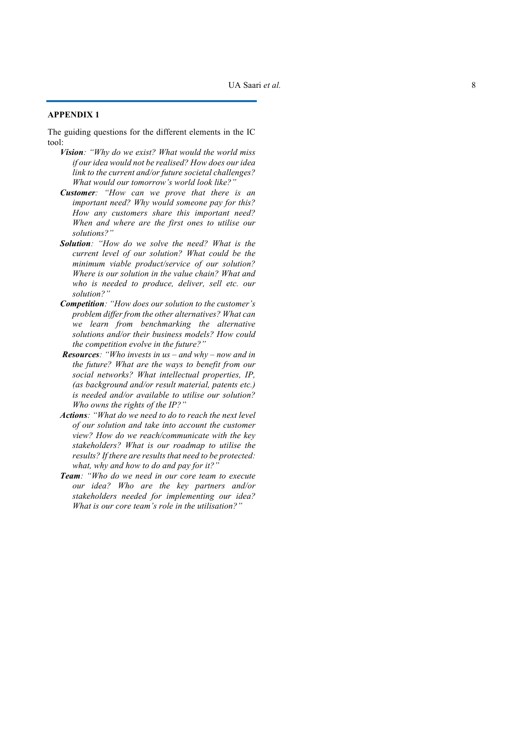## APPENDIX 1

The guiding questions for the different elements in the IC tool:

- ***Vision***: *"Why do we exist? What would the world miss if our idea would not be realised? How does our idea link to the current and/or future societal challenges? What would our tomorrow's world look like?"*
- ***Customer***: *"How can we prove that there is an important need? Why would someone pay for this? How any customers share this important need? When and where are the first ones to utilise our solutions?"*
- ***Solution***: *"How do we solve the need? What is the current level of our solution? What could be the minimum viable product/service of our solution? Where is our solution in the value chain? What and who is needed to produce, deliver, sell etc. our solution?"*
- ***Competition***: *"How does our solution to the customer's problem differ from the other alternatives? What can we learn from benchmarking the alternative solutions and/or their business models? How could the competition evolve in the future?"*
- ***Resources***: *"Who invests in us – and why – now and in the future? What are the ways to benefit from our social networks? What intellectual properties, IP, (as background and/or result material, patents etc.) is needed and/or available to utilise our solution? Who owns the rights of the IP?"*
- ***Actions***: *"What do we need to do to reach the next level of our solution and take into account the customer view? How do we reach/communicate with the key stakeholders? What is our roadmap to utilise the results? If there are results that need to be protected: what, why and how to do and pay for it?"*
- ***Team***: *"Who do we need in our core team to execute our idea? Who are the key partners and/or stakeholders needed for implementing our idea? What is our core team's role in the utilisation?"*